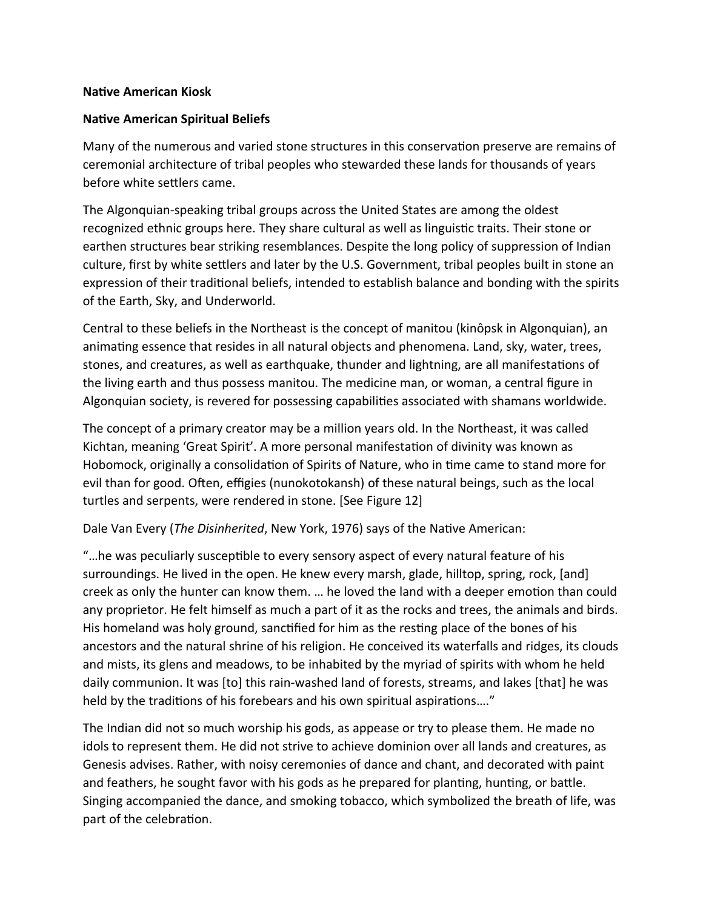**Native American Kiosk**

**Native American Spiritual Beliefs**

Many of the numerous and varied stone structures in this conservation preserve are remains of ceremonial architecture of tribal peoples who stewarded these lands for thousands of years before white settlers came.

The Algonquian-speaking tribal groups across the United States are among the oldest recognized ethnic groups here. They share cultural as well as linguistic traits. Their stone or earthen structures bear striking resemblances. Despite the long policy of suppression of Indian culture, first by white settlers and later by the U.S. Government, tribal peoples built in stone an expression of their traditional beliefs, intended to establish balance and bonding with the spirits of the Earth, Sky, and Underworld.

Central to these beliefs in the Northeast is the concept of manitou (kinôpsk in Algonquian), an animating essence that resides in all natural objects and phenomena. Land, sky, water, trees, stones, and creatures, as well as earthquake, thunder and lightning, are all manifestations of the living earth and thus possess manitou. The medicine man, or woman, a central figure in Algonquian society, is revered for possessing capabilities associated with shamans worldwide.

The concept of a primary creator may be a million years old. In the Northeast, it was called Kichtan, meaning 'Great Spirit'. A more personal manifestation of divinity was known as Hobomock, originally a consolidation of Spirits of Nature, who in time came to stand more for evil than for good. Often, effigies (nunokotokansh) of these natural beings, such as the local turtles and serpents, were rendered in stone. [See Figure 12]

Dale Van Every (*The Disinherited*, New York, 1976) says of the Native American:

"…he was peculiarly susceptible to every sensory aspect of every natural feature of his surroundings. He lived in the open. He knew every marsh, glade, hilltop, spring, rock, [and] creek as only the hunter can know them. … he loved the land with a deeper emotion than could any proprietor. He felt himself as much a part of it as the rocks and trees, the animals and birds. His homeland was holy ground, sanctified for him as the resting place of the bones of his ancestors and the natural shrine of his religion. He conceived its waterfalls and ridges, its clouds and mists, its glens and meadows, to be inhabited by the myriad of spirits with whom he held daily communion. It was [to] this rain-washed land of forests, streams, and lakes [that] he was held by the traditions of his forebears and his own spiritual aspirations…."

The Indian did not so much worship his gods, as appease or try to please them. He made no idols to represent them. He did not strive to achieve dominion over all lands and creatures, as Genesis advises. Rather, with noisy ceremonies of dance and chant, and decorated with paint and feathers, he sought favor with his gods as he prepared for planting, hunting, or battle. Singing accompanied the dance, and smoking tobacco, which symbolized the breath of life, was part of the celebration.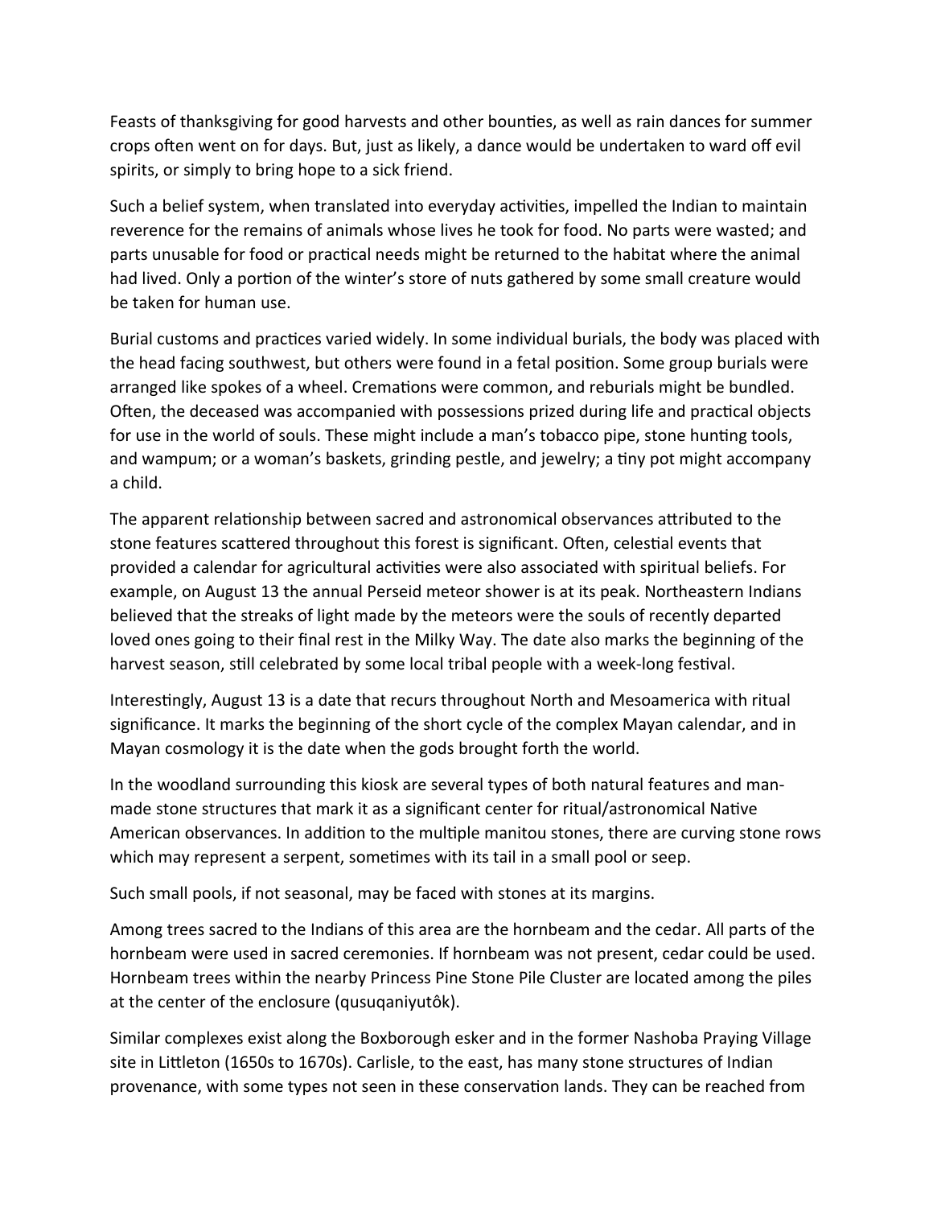Feasts of thanksgiving for good harvests and other bounties, as well as rain dances for summer crops often went on for days. But, just as likely, a dance would be undertaken to ward off evil spirits, or simply to bring hope to a sick friend.

Such a belief system, when translated into everyday activities, impelled the Indian to maintain reverence for the remains of animals whose lives he took for food. No parts were wasted; and parts unusable for food or practical needs might be returned to the habitat where the animal had lived. Only a portion of the winter's store of nuts gathered by some small creature would be taken for human use.

Burial customs and practices varied widely. In some individual burials, the body was placed with the head facing southwest, but others were found in a fetal position. Some group burials were arranged like spokes of a wheel. Cremations were common, and reburials might be bundled. Often, the deceased was accompanied with possessions prized during life and practical objects for use in the world of souls. These might include a man's tobacco pipe, stone hunting tools, and wampum; or a woman's baskets, grinding pestle, and jewelry; a tiny pot might accompany a child.

The apparent relationship between sacred and astronomical observances attributed to the stone features scattered throughout this forest is significant. Often, celestial events that provided a calendar for agricultural activities were also associated with spiritual beliefs. For example, on August 13 the annual Perseid meteor shower is at its peak. Northeastern Indians believed that the streaks of light made by the meteors were the souls of recently departed loved ones going to their final rest in the Milky Way. The date also marks the beginning of the harvest season, still celebrated by some local tribal people with a week-long festival.

Interestingly, August 13 is a date that recurs throughout North and Mesoamerica with ritual significance. It marks the beginning of the short cycle of the complex Mayan calendar, and in Mayan cosmology it is the date when the gods brought forth the world.

In the woodland surrounding this kiosk are several types of both natural features and man-made stone structures that mark it as a significant center for ritual/astronomical Native American observances. In addition to the multiple manitou stones, there are curving stone rows which may represent a serpent, sometimes with its tail in a small pool or seep.

Such small pools, if not seasonal, may be faced with stones at its margins.

Among trees sacred to the Indians of this area are the hornbeam and the cedar. All parts of the hornbeam were used in sacred ceremonies. If hornbeam was not present, cedar could be used. Hornbeam trees within the nearby Princess Pine Stone Pile Cluster are located among the piles at the center of the enclosure (qusuqaniyutôk).

Similar complexes exist along the Boxborough esker and in the former Nashoba Praying Village site in Littleton (1650s to 1670s). Carlisle, to the east, has many stone structures of Indian provenance, with some types not seen in these conservation lands. They can be reached from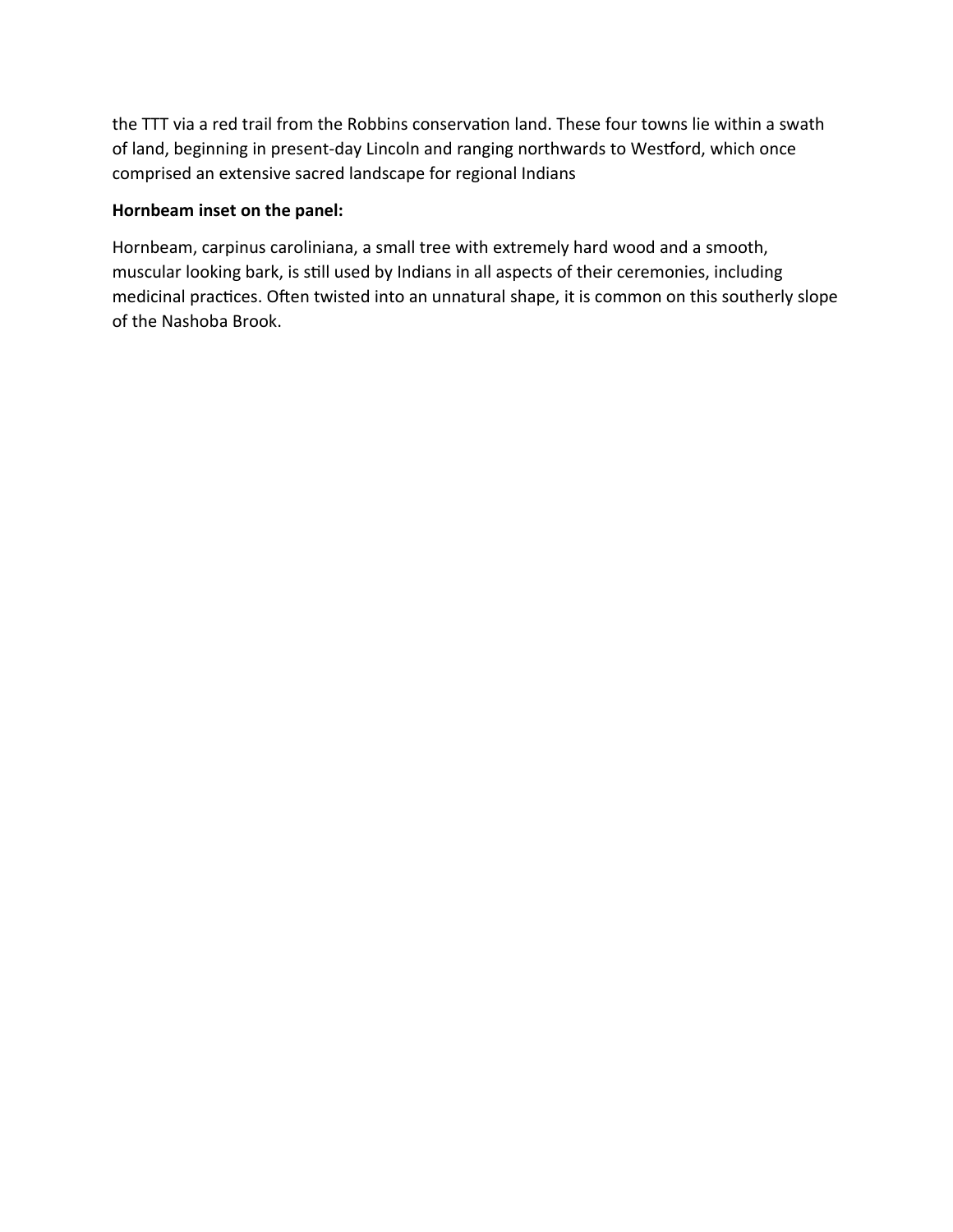the TTT via a red trail from the Robbins conservation land. These four towns lie within a swath of land, beginning in present-day Lincoln and ranging northwards to Westford, which once comprised an extensive sacred landscape for regional Indians

**Hornbeam inset on the panel:**

Hornbeam, carpinus caroliniana, a small tree with extremely hard wood and a smooth, muscular looking bark, is still used by Indians in all aspects of their ceremonies, including medicinal practices. Often twisted into an unnatural shape, it is common on this southerly slope of the Nashoba Brook.